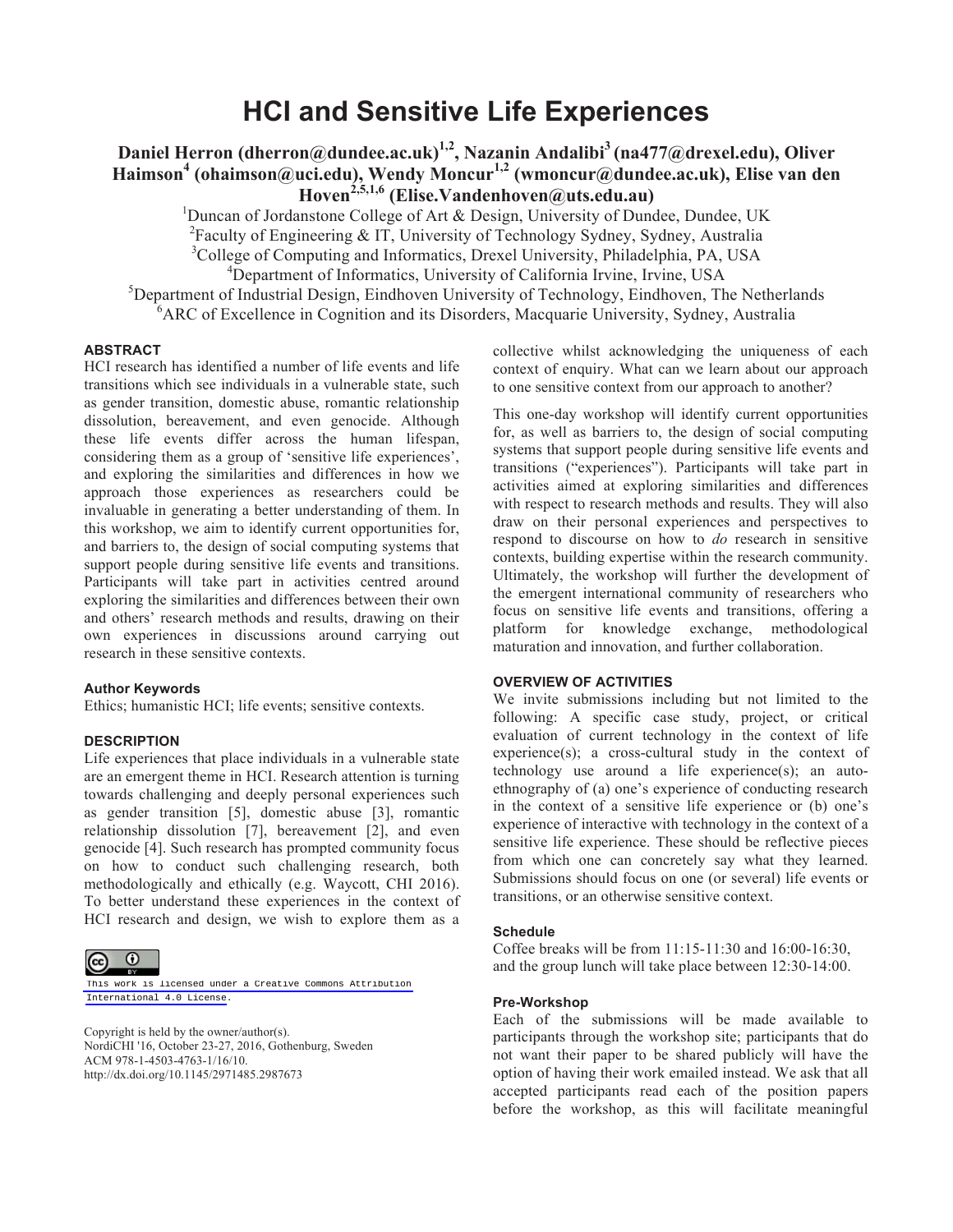# HCI and Sensitive Life Experiences

**Daniel Herron (dherron@dundee.ac.uk)[1,2], Nazanin Andalibi[3] (na477@drexel.edu), Oliver Haimson[4] (ohaimson@uci.edu), Wendy Moncur[1,2] (wmoncur@dundee.ac.uk), Elise van den Hoven[2,5,1,6] (Elise.Vandenhoven@uts.edu.au)**

[1]Duncan of Jordanstone College of Art & Design, University of Dundee, Dundee, UK
[2]Faculty of Engineering & IT, University of Technology Sydney, Sydney, Australia
[3]College of Computing and Informatics, Drexel University, Philadelphia, PA, USA
[4]Department of Informatics, University of California Irvine, Irvine, USA
[5]Department of Industrial Design, Eindhoven University of Technology, Eindhoven, The Netherlands
[6]ARC of Excellence in Cognition and its Disorders, Macquarie University, Sydney, Australia

## ABSTRACT

HCI research has identified a number of life events and life transitions which see individuals in a vulnerable state, such as gender transition, domestic abuse, romantic relationship dissolution, bereavement, and even genocide. Although these life events differ across the human lifespan, considering them as a group of 'sensitive life experiences', and exploring the similarities and differences in how we approach those experiences as researchers could be invaluable in generating a better understanding of them. In this workshop, we aim to identify current opportunities for, and barriers to, the design of social computing systems that support people during sensitive life events and transitions. Participants will take part in activities centred around exploring the similarities and differences between their own and others' research methods and results, drawing on their own experiences in discussions around carrying out research in these sensitive contexts.

## Author Keywords

Ethics; humanistic HCI; life events; sensitive contexts.

## DESCRIPTION

Life experiences that place individuals in a vulnerable state are an emergent theme in HCI. Research attention is turning towards challenging and deeply personal experiences such as gender transition [5], domestic abuse [3], romantic relationship dissolution [7], bereavement [2], and even genocide [4]. Such research has prompted community focus on how to conduct such challenging research, both methodologically and ethically (e.g. Waycott, CHI 2016). To better understand these experiences in the context of HCI research and design, we wish to explore them as a collective whilst acknowledging the uniqueness of each context of enquiry. What can we learn about our approach to one sensitive context from our approach to another?

This one-day workshop will identify current opportunities for, as well as barriers to, the design of social computing systems that support people during sensitive life events and transitions ("experiences"). Participants will take part in activities aimed at exploring similarities and differences with respect to research methods and results. They will also draw on their personal experiences and perspectives to respond to discourse on how to *do* research in sensitive contexts, building expertise within the research community. Ultimately, the workshop will further the development of the emergent international community of researchers who focus on sensitive life events and transitions, offering a platform for knowledge exchange, methodological maturation and innovation, and further collaboration.

This work is licensed under a Creative Commons Attribution International 4.0 License.

Copyright is held by the owner/author(s).
NordiCHI '16, October 23-27, 2016, Gothenburg, Sweden
ACM 978-1-4503-4763-1/16/10.
http://dx.doi.org/10.1145/2971485.2987673

## OVERVIEW OF ACTIVITIES

We invite submissions including but not limited to the following: A specific case study, project, or critical evaluation of current technology in the context of life experience(s); a cross-cultural study in the context of technology use around a life experience(s); an auto-ethnography of (a) one's experience of conducting research in the context of a sensitive life experience or (b) one's experience of interactive with technology in the context of a sensitive life experience. These should be reflective pieces from which one can concretely say what they learned. Submissions should focus on one (or several) life events or transitions, or an otherwise sensitive context.

### Schedule

Coffee breaks will be from 11:15-11:30 and 16:00-16:30, and the group lunch will take place between 12:30-14:00.

### Pre-Workshop

Each of the submissions will be made available to participants through the workshop site; participants that do not want their paper to be shared publicly will have the option of having their work emailed instead. We ask that all accepted participants read each of the position papers before the workshop, as this will facilitate meaningful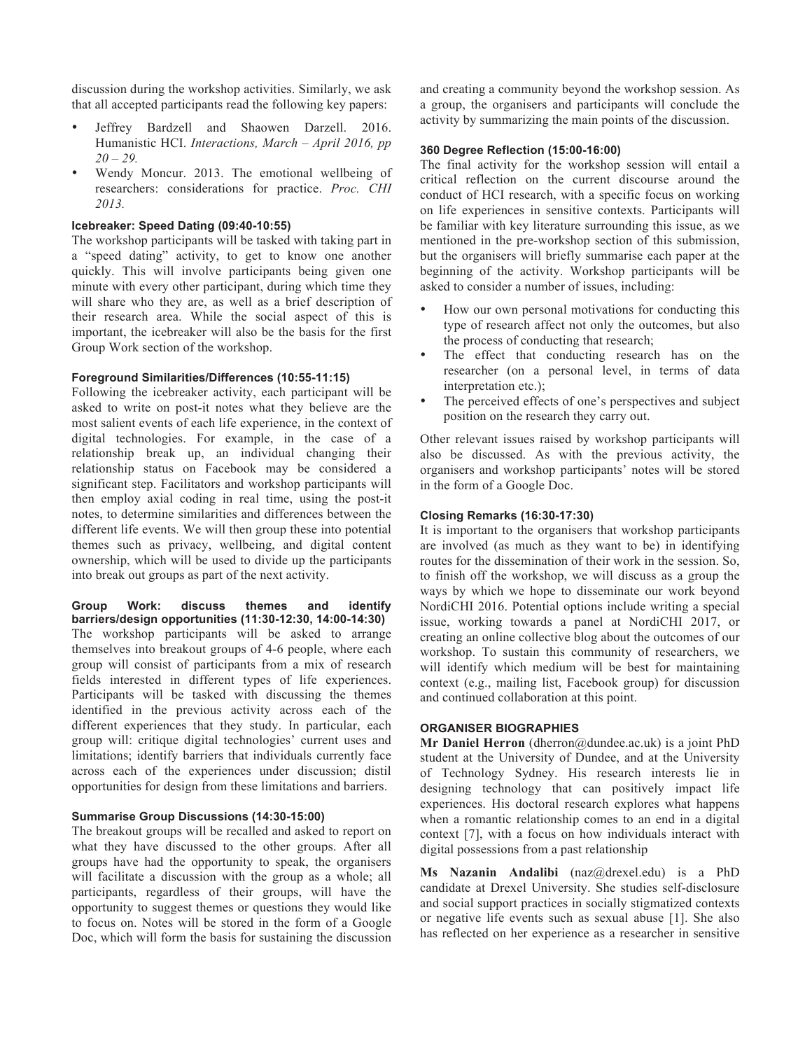discussion during the workshop activities. Similarly, we ask that all accepted participants read the following key papers:

- Jeffrey Bardzell and Shaowen Darzell. 2016. Humanistic HCI. *Interactions, March – April 2016, pp 20 – 29.*
- Wendy Moncur. 2013. The emotional wellbeing of researchers: considerations for practice. *Proc. CHI 2013.*

#### Icebreaker: Speed Dating (09:40-10:55)

The workshop participants will be tasked with taking part in a "speed dating" activity, to get to know one another quickly. This will involve participants being given one minute with every other participant, during which time they will share who they are, as well as a brief description of their research area. While the social aspect of this is important, the icebreaker will also be the basis for the first Group Work section of the workshop.

#### Foreground Similarities/Differences (10:55-11:15)

Following the icebreaker activity, each participant will be asked to write on post-it notes what they believe are the most salient events of each life experience, in the context of digital technologies. For example, in the case of a relationship break up, an individual changing their relationship status on Facebook may be considered a significant step. Facilitators and workshop participants will then employ axial coding in real time, using the post-it notes, to determine similarities and differences between the different life events. We will then group these into potential themes such as privacy, wellbeing, and digital content ownership, which will be used to divide up the participants into break out groups as part of the next activity.

#### Group Work: discuss themes and identify barriers/design opportunities (11:30-12:30, 14:00-14:30)

The workshop participants will be asked to arrange themselves into breakout groups of 4-6 people, where each group will consist of participants from a mix of research fields interested in different types of life experiences. Participants will be tasked with discussing the themes identified in the previous activity across each of the different experiences that they study. In particular, each group will: critique digital technologies' current uses and limitations; identify barriers that individuals currently face across each of the experiences under discussion; distil opportunities for design from these limitations and barriers.

#### Summarise Group Discussions (14:30-15:00)

The breakout groups will be recalled and asked to report on what they have discussed to the other groups. After all groups have had the opportunity to speak, the organisers will facilitate a discussion with the group as a whole; all participants, regardless of their groups, will have the opportunity to suggest themes or questions they would like to focus on. Notes will be stored in the form of a Google Doc, which will form the basis for sustaining the discussion and creating a community beyond the workshop session. As a group, the organisers and participants will conclude the activity by summarizing the main points of the discussion.

#### 360 Degree Reflection (15:00-16:00)

The final activity for the workshop session will entail a critical reflection on the current discourse around the conduct of HCI research, with a specific focus on working on life experiences in sensitive contexts. Participants will be familiar with key literature surrounding this issue, as we mentioned in the pre-workshop section of this submission, but the organisers will briefly summarise each paper at the beginning of the activity. Workshop participants will be asked to consider a number of issues, including:

- How our own personal motivations for conducting this type of research affect not only the outcomes, but also the process of conducting that research;
- The effect that conducting research has on the researcher (on a personal level, in terms of data interpretation etc.);
- The perceived effects of one's perspectives and subject position on the research they carry out.

Other relevant issues raised by workshop participants will also be discussed. As with the previous activity, the organisers and workshop participants' notes will be stored in the form of a Google Doc.

#### Closing Remarks (16:30-17:30)

It is important to the organisers that workshop participants are involved (as much as they want to be) in identifying routes for the dissemination of their work in the session. So, to finish off the workshop, we will discuss as a group the ways by which we hope to disseminate our work beyond NordiCHI 2016. Potential options include writing a special issue, working towards a panel at NordiCHI 2017, or creating an online collective blog about the outcomes of our workshop. To sustain this community of researchers, we will identify which medium will be best for maintaining context (e.g., mailing list, Facebook group) for discussion and continued collaboration at this point.

### ORGANISER BIOGRAPHIES

**Mr Daniel Herron** (dherron@dundee.ac.uk) is a joint PhD student at the University of Dundee, and at the University of Technology Sydney. His research interests lie in designing technology that can positively impact life experiences. His doctoral research explores what happens when a romantic relationship comes to an end in a digital context [7], with a focus on how individuals interact with digital possessions from a past relationship

**Ms Nazanin Andalibi** (naz@drexel.edu) is a PhD candidate at Drexel University. She studies self-disclosure and social support practices in socially stigmatized contexts or negative life events such as sexual abuse [1]. She also has reflected on her experience as a researcher in sensitive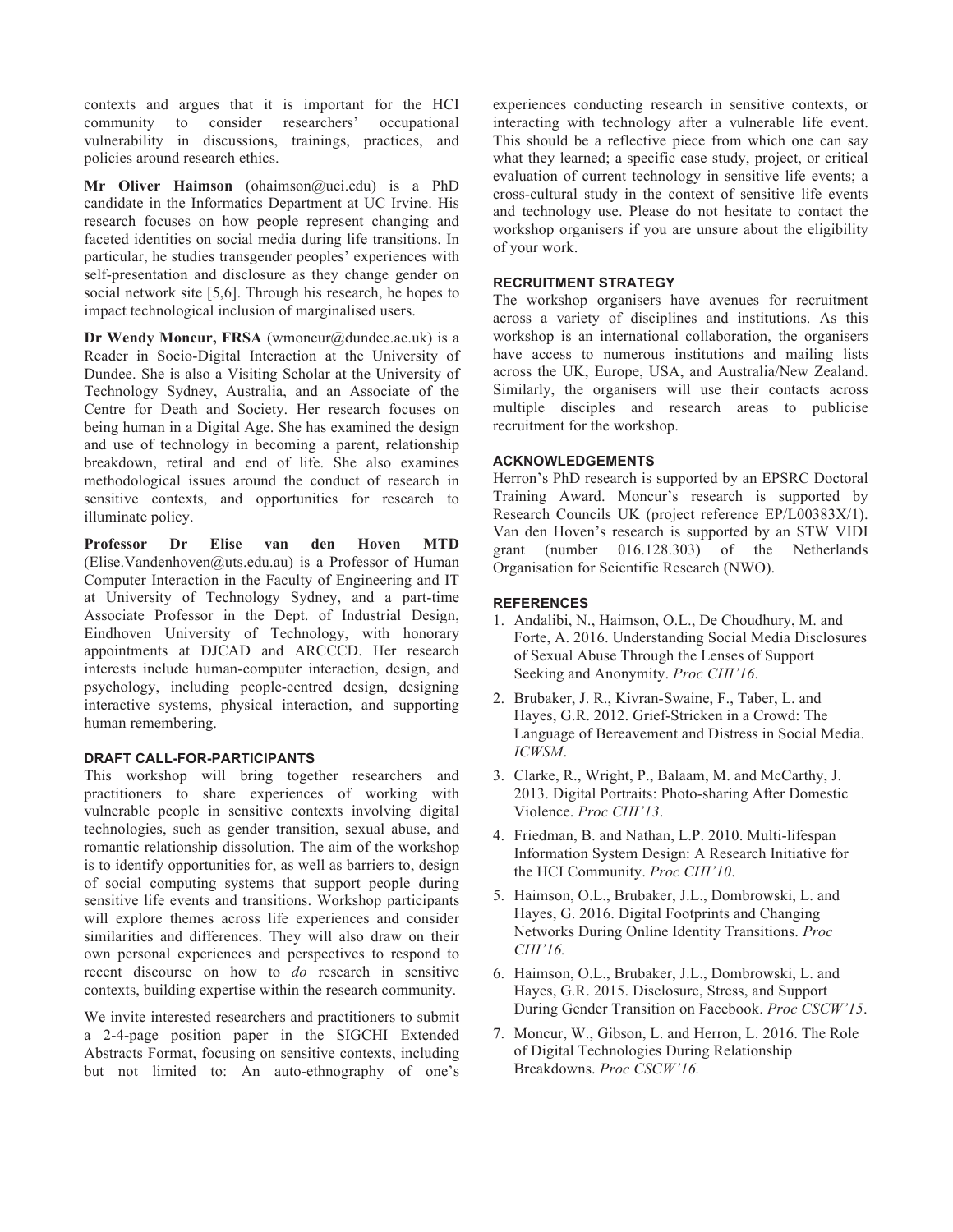contexts and argues that it is important for the HCI community to consider researchers' occupational vulnerability in discussions, trainings, practices, and policies around research ethics.

**Mr Oliver Haimson** (ohaimson@uci.edu) is a PhD candidate in the Informatics Department at UC Irvine. His research focuses on how people represent changing and faceted identities on social media during life transitions. In particular, he studies transgender peoples' experiences with self-presentation and disclosure as they change gender on social network site [5,6]. Through his research, he hopes to impact technological inclusion of marginalised users.

**Dr Wendy Moncur, FRSA** (wmoncur@dundee.ac.uk) is a Reader in Socio-Digital Interaction at the University of Dundee. She is also a Visiting Scholar at the University of Technology Sydney, Australia, and an Associate of the Centre for Death and Society. Her research focuses on being human in a Digital Age. She has examined the design and use of technology in becoming a parent, relationship breakdown, retiral and end of life. She also examines methodological issues around the conduct of research in sensitive contexts, and opportunities for research to illuminate policy.

**Professor Dr Elise van den Hoven MTD** (Elise.Vandenhoven@uts.edu.au) is a Professor of Human Computer Interaction in the Faculty of Engineering and IT at University of Technology Sydney, and a part-time Associate Professor in the Dept. of Industrial Design, Eindhoven University of Technology, with honorary appointments at DJCAD and ARCCCD. Her research interests include human-computer interaction, design, and psychology, including people-centred design, designing interactive systems, physical interaction, and supporting human remembering.

### DRAFT CALL-FOR-PARTICIPANTS

This workshop will bring together researchers and practitioners to share experiences of working with vulnerable people in sensitive contexts involving digital technologies, such as gender transition, sexual abuse, and romantic relationship dissolution. The aim of the workshop is to identify opportunities for, as well as barriers to, design of social computing systems that support people during sensitive life events and transitions. Workshop participants will explore themes across life experiences and consider similarities and differences. They will also draw on their own personal experiences and perspectives to respond to recent discourse on how to *do* research in sensitive contexts, building expertise within the research community.

We invite interested researchers and practitioners to submit a 2-4-page position paper in the SIGCHI Extended Abstracts Format, focusing on sensitive contexts, including but not limited to: An auto-ethnography of one's experiences conducting research in sensitive contexts, or interacting with technology after a vulnerable life event. This should be a reflective piece from which one can say what they learned; a specific case study, project, or critical evaluation of current technology in sensitive life events; a cross-cultural study in the context of sensitive life events and technology use. Please do not hesitate to contact the workshop organisers if you are unsure about the eligibility of your work.

### RECRUITMENT STRATEGY

The workshop organisers have avenues for recruitment across a variety of disciplines and institutions. As this workshop is an international collaboration, the organisers have access to numerous institutions and mailing lists across the UK, Europe, USA, and Australia/New Zealand. Similarly, the organisers will use their contacts across multiple disciples and research areas to publicise recruitment for the workshop.

### ACKNOWLEDGEMENTS

Herron's PhD research is supported by an EPSRC Doctoral Training Award. Moncur's research is supported by Research Councils UK (project reference EP/L00383X/1). Van den Hoven's research is supported by an STW VIDI grant (number 016.128.303) of the Netherlands Organisation for Scientific Research (NWO).

### REFERENCES

1. Andalibi, N., Haimson, O.L., De Choudhury, M. and Forte, A. 2016. Understanding Social Media Disclosures of Sexual Abuse Through the Lenses of Support Seeking and Anonymity. *Proc CHI'16*.
2. Brubaker, J. R., Kivran-Swaine, F., Taber, L. and Hayes, G.R. 2012. Grief-Stricken in a Crowd: The Language of Bereavement and Distress in Social Media. *ICWSM*.
3. Clarke, R., Wright, P., Balaam, M. and McCarthy, J. 2013. Digital Portraits: Photo-sharing After Domestic Violence. *Proc CHI'13*.
4. Friedman, B. and Nathan, L.P. 2010. Multi-lifespan Information System Design: A Research Initiative for the HCI Community. *Proc CHI'10*.
5. Haimson, O.L., Brubaker, J.L., Dombrowski, L. and Hayes, G. 2016. Digital Footprints and Changing Networks During Online Identity Transitions. *Proc CHI'16.*
6. Haimson, O.L., Brubaker, J.L., Dombrowski, L. and Hayes, G.R. 2015. Disclosure, Stress, and Support During Gender Transition on Facebook. *Proc CSCW'15*.
7. Moncur, W., Gibson, L. and Herron, L. 2016. The Role of Digital Technologies During Relationship Breakdowns. *Proc CSCW'16.*